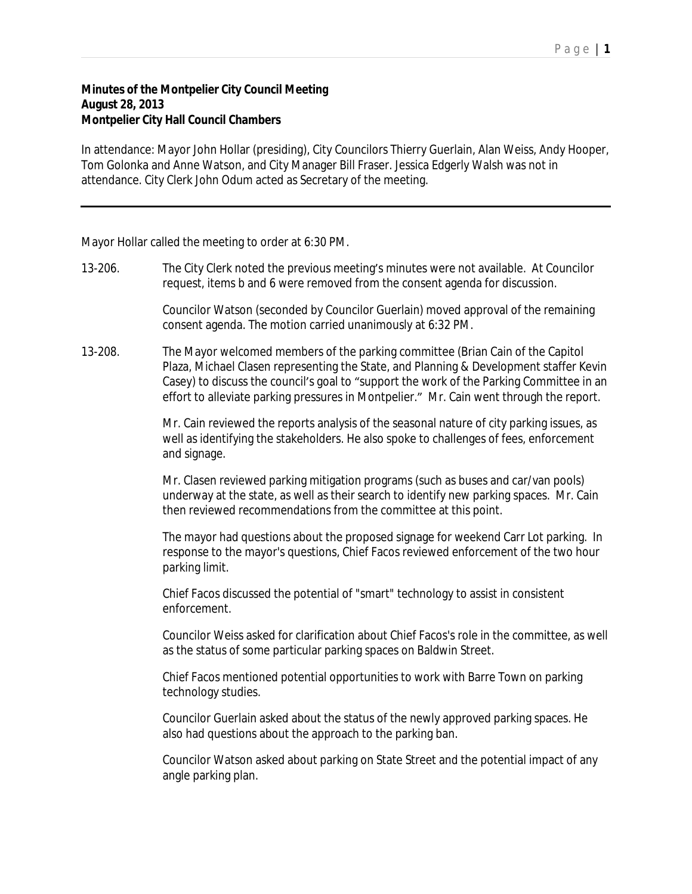**Minutes of the Montpelier City Council Meeting**
**August 28, 2013**
**Montpelier City Hall Council Chambers**

In attendance: Mayor John Hollar (presiding), City Councilors Thierry Guerlain, Alan Weiss, Andy Hooper, Tom Golonka and Anne Watson, and City Manager Bill Fraser. Jessica Edgerly Walsh was not in attendance. City Clerk John Odum acted as Secretary of the meeting.

---

Mayor Hollar called the meeting to order at 6:30 PM.

13-206. The City Clerk noted the previous meeting's minutes were not available. At Councilor request, items b and 6 were removed from the consent agenda for discussion.

Councilor Watson (seconded by Councilor Guerlain) moved approval of the remaining consent agenda. The motion carried unanimously at 6:32 PM.

13-208. The Mayor welcomed members of the parking committee (Brian Cain of the Capitol Plaza, Michael Clasen representing the State, and Planning & Development staffer Kevin Casey) to discuss the council's goal to "support the work of the Parking Committee in an effort to alleviate parking pressures in Montpelier." Mr. Cain went through the report.

Mr. Cain reviewed the reports analysis of the seasonal nature of city parking issues, as well as identifying the stakeholders. He also spoke to challenges of fees, enforcement and signage.

Mr. Clasen reviewed parking mitigation programs (such as buses and car/van pools) underway at the state, as well as their search to identify new parking spaces. Mr. Cain then reviewed recommendations from the committee at this point.

The mayor had questions about the proposed signage for weekend Carr Lot parking. In response to the mayor's questions, Chief Facos reviewed enforcement of the two hour parking limit.

Chief Facos discussed the potential of "smart" technology to assist in consistent enforcement.

Councilor Weiss asked for clarification about Chief Facos's role in the committee, as well as the status of some particular parking spaces on Baldwin Street.

Chief Facos mentioned potential opportunities to work with Barre Town on parking technology studies.

Councilor Guerlain asked about the status of the newly approved parking spaces. He also had questions about the approach to the parking ban.

Councilor Watson asked about parking on State Street and the potential impact of any angle parking plan.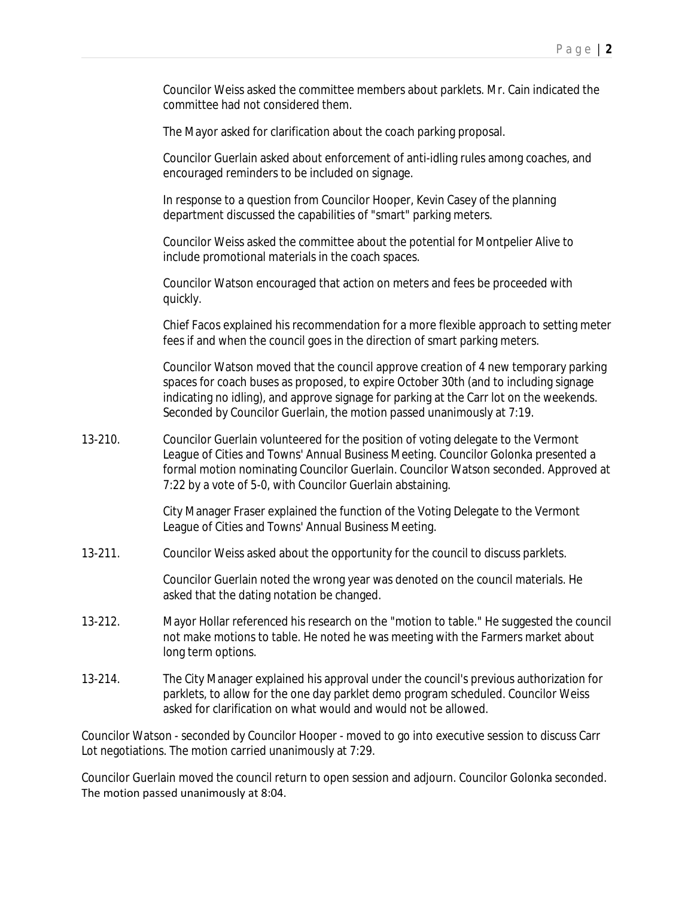Councilor Weiss asked the committee members about parklets. Mr. Cain indicated the committee had not considered them.

The Mayor asked for clarification about the coach parking proposal.

Councilor Guerlain asked about enforcement of anti-idling rules among coaches, and encouraged reminders to be included on signage.

In response to a question from Councilor Hooper, Kevin Casey of the planning department discussed the capabilities of "smart" parking meters.

Councilor Weiss asked the committee about the potential for Montpelier Alive to include promotional materials in the coach spaces.

Councilor Watson encouraged that action on meters and fees be proceeded with quickly.

Chief Facos explained his recommendation for a more flexible approach to setting meter fees if and when the council goes in the direction of smart parking meters.

Councilor Watson moved that the council approve creation of 4 new temporary parking spaces for coach buses as proposed, to expire October 30th (and to including signage indicating no idling), and approve signage for parking at the Carr lot on the weekends. Seconded by Councilor Guerlain, the motion passed unanimously at 7:19.

13-210. Councilor Guerlain volunteered for the position of voting delegate to the Vermont League of Cities and Towns' Annual Business Meeting. Councilor Golonka presented a formal motion nominating Councilor Guerlain. Councilor Watson seconded. Approved at 7:22 by a vote of 5-0, with Councilor Guerlain abstaining.

City Manager Fraser explained the function of the Voting Delegate to the Vermont League of Cities and Towns' Annual Business Meeting.

13-211. Councilor Weiss asked about the opportunity for the council to discuss parklets.

Councilor Guerlain noted the wrong year was denoted on the council materials. He asked that the dating notation be changed.

13-212. Mayor Hollar referenced his research on the "motion to table." He suggested the council not make motions to table. He noted he was meeting with the Farmers market about long term options.

13-214. The City Manager explained his approval under the council's previous authorization for parklets, to allow for the one day parklet demo program scheduled. Councilor Weiss asked for clarification on what would and would not be allowed.

Councilor Watson - seconded by Councilor Hooper - moved to go into executive session to discuss Carr Lot negotiations. The motion carried unanimously at 7:29.

Councilor Guerlain moved the council return to open session and adjourn. Councilor Golonka seconded. The motion passed unanimously at 8:04.